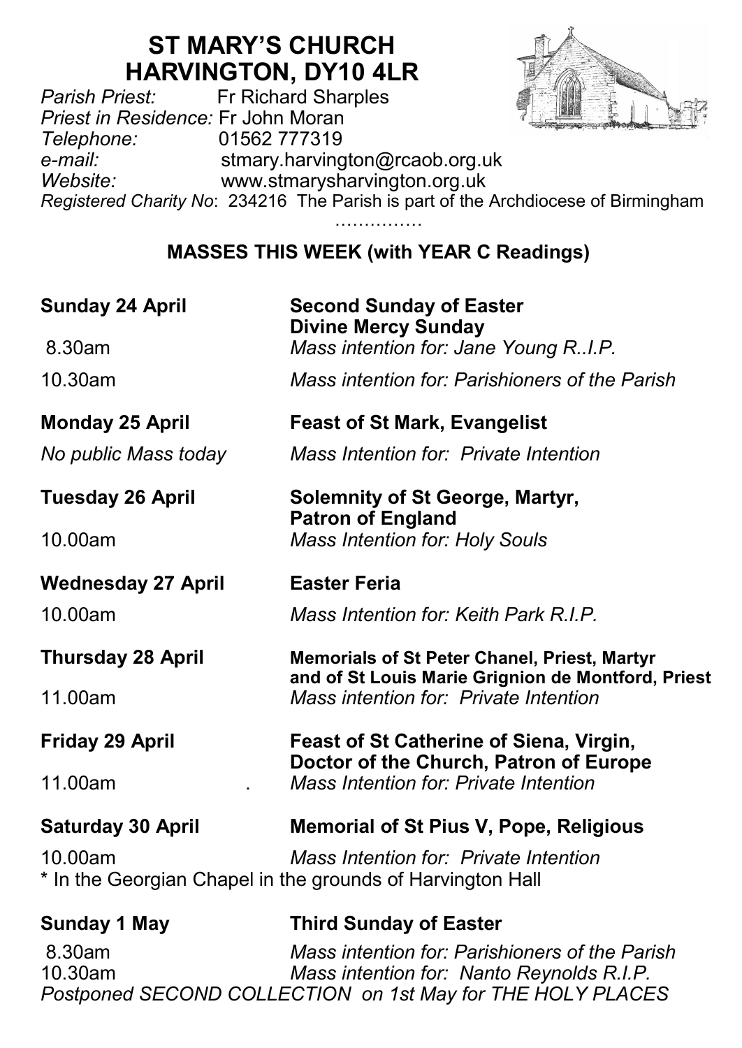# ST MARY'S CHURCH
# HARVINGTON, DY10 4LR

*Parish Priest:* Fr Richard Sharples
*Priest in Residence:* Fr John Moran
*Telephone:* 01562 777319
*e-mail:* stmary.harvington@rcaob.org.uk
*Website:* www.stmarysharvington.org.uk
*Registered Charity No*: 234216 The Parish is part of the Archdiocese of Birmingham

……………

## MASSES THIS WEEK (with YEAR C Readings)

**Sunday 24 April** — **Second Sunday of Easter**
**Divine Mercy Sunday**

8.30am — *Mass intention for: Jane Young R..I.P.*

10.30am — *Mass intention for: Parishioners of the Parish*

**Monday 25 April** — **Feast of St Mark, Evangelist**

*No public Mass today* — *Mass Intention for: Private Intention*

**Tuesday 26 April** — **Solemnity of St George, Martyr, Patron of England**

10.00am — *Mass Intention for: Holy Souls*

**Wednesday 27 April** — **Easter Feria**

10.00am — *Mass Intention for: Keith Park R.I.P.*

**Thursday 28 April** — **Memorials of St Peter Chanel, Priest, Martyr and of St Louis Marie Grignion de Montford, Priest**

11.00am — *Mass intention for: Private Intention*

**Friday 29 April** — **Feast of St Catherine of Siena, Virgin, Doctor of the Church, Patron of Europe**

11.00am . — *Mass Intention for: Private Intention*

**Saturday 30 April** — **Memorial of St Pius V, Pope, Religious**

10.00am — *Mass Intention for: Private Intention*

\* In the Georgian Chapel in the grounds of Harvington Hall

**Sunday 1 May** — **Third Sunday of Easter**

8.30am — *Mass intention for: Parishioners of the Parish*

10.30am — *Mass intention for: Nanto Reynolds R.I.P.*

*Postponed SECOND COLLECTION on 1st May for THE HOLY PLACES*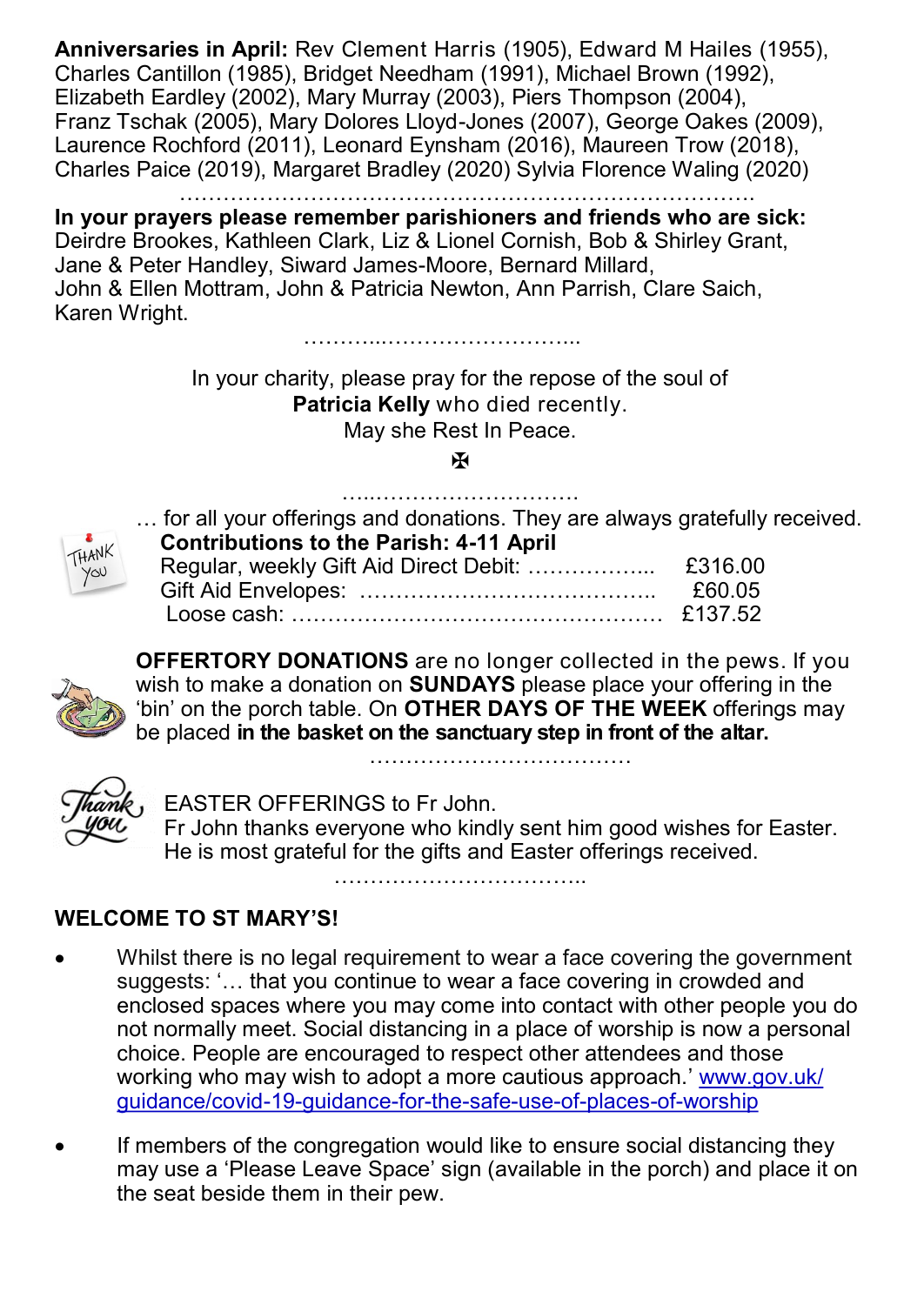**Anniversaries in April:** Rev Clement Harris (1905), Edward M Hailes (1955), Charles Cantillon (1985), Bridget Needham (1991), Michael Brown (1992), Elizabeth Eardley (2002), Mary Murray (2003), Piers Thompson (2004), Franz Tschak (2005), Mary Dolores Lloyd-Jones (2007), George Oakes (2009), Laurence Rochford (2011), Leonard Eynsham (2016), Maureen Trow (2018), Charles Paice (2019), Margaret Bradley (2020) Sylvia Florence Waling (2020)

…………………………………………………………………….

**In your prayers please remember parishioners and friends who are sick:** Deirdre Brookes, Kathleen Clark, Liz & Lionel Cornish, Bob & Shirley Grant, Jane & Peter Handley, Siward James-Moore, Bernard Millard, John & Ellen Mottram, John & Patricia Newton, Ann Parrish, Clare Saich, Karen Wright.

………..……………………...

In your charity, please pray for the repose of the soul of
**Patricia Kelly** who died recently.
May she Rest In Peace.

✠

…..………………………

… for all your offerings and donations. They are always gratefully received.

**Contributions to the Parish: 4-11 April**

| | |
|---|---|
| Regular, weekly Gift Aid Direct Debit: ……………... | £316.00 |
| Gift Aid Envelopes: ………………………………….. | £60.05 |
| Loose cash: …………………………………………… | £137.52 |

**OFFERTORY DONATIONS** are no longer collected in the pews. If you wish to make a donation on **SUNDAYS** please place your offering in the 'bin' on the porch table. On **OTHER DAYS OF THE WEEK** offerings may be placed **in the basket on the sanctuary step in front of the altar.**

………………………………

EASTER OFFERINGS to Fr John.
Fr John thanks everyone who kindly sent him good wishes for Easter. He is most grateful for the gifts and Easter offerings received.

……………………………..

## WELCOME TO ST MARY'S!

- Whilst there is no legal requirement to wear a face covering the government suggests: '… that you continue to wear a face covering in crowded and enclosed spaces where you may come into contact with other people you do not normally meet. Social distancing in a place of worship is now a personal choice. People are encouraged to respect other attendees and those working who may wish to adopt a more cautious approach.' www.gov.uk/guidance/covid-19-guidance-for-the-safe-use-of-places-of-worship
- If members of the congregation would like to ensure social distancing they may use a 'Please Leave Space' sign (available in the porch) and place it on the seat beside them in their pew.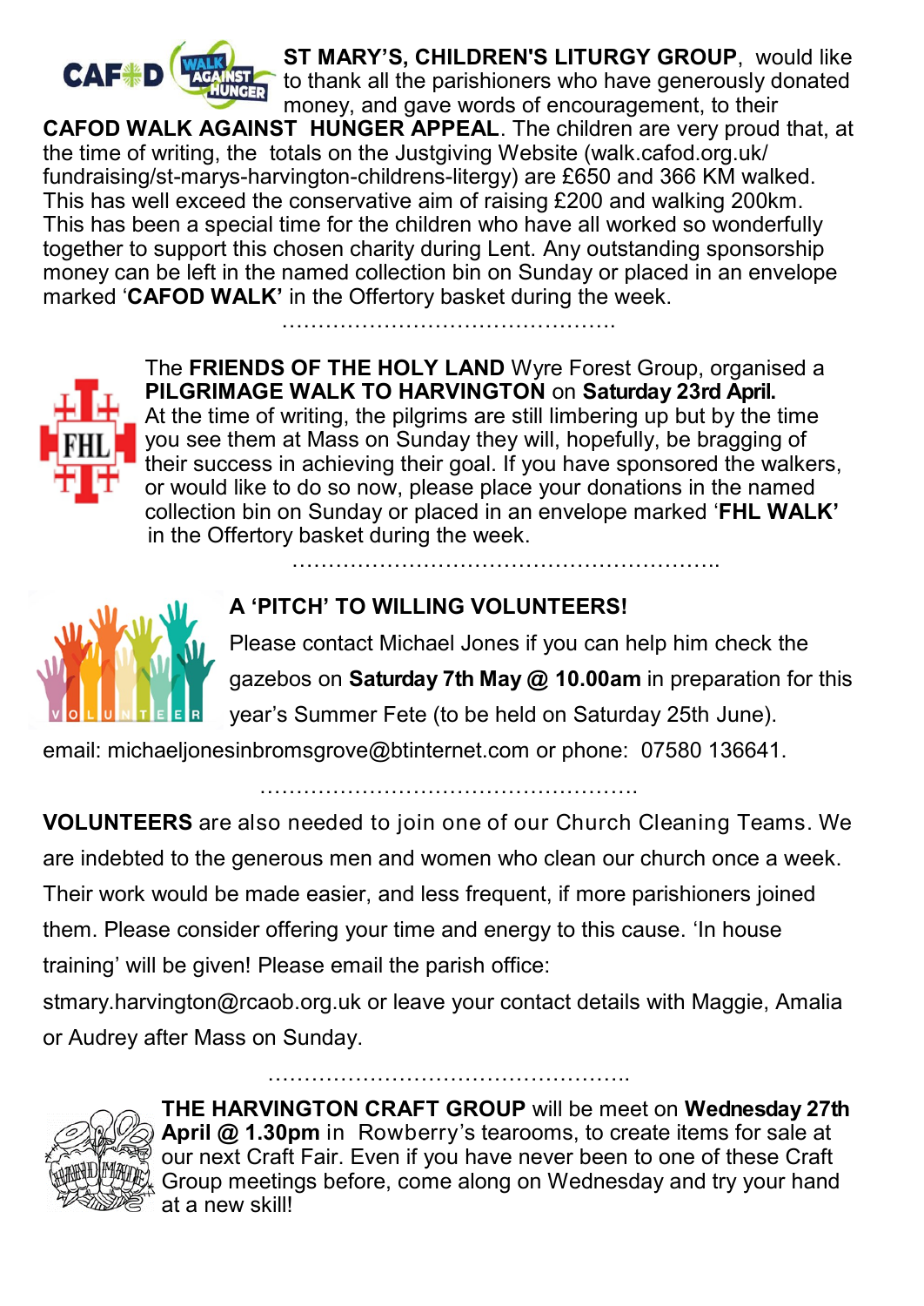**ST MARY'S, CHILDREN'S LITURGY GROUP**, would like to thank all the parishioners who have generously donated money, and gave words of encouragement, to their **CAFOD WALK AGAINST HUNGER APPEAL**. The children are very proud that, at the time of writing, the totals on the Justgiving Website (walk.cafod.org.uk/fundraising/st-marys-harvington-childrens-litergy) are £650 and 366 KM walked. This has well exceed the conservative aim of raising £200 and walking 200km. This has been a special time for the children who have all worked so wonderfully together to support this chosen charity during Lent. Any outstanding sponsorship money can be left in the named collection bin on Sunday or placed in an envelope marked '**CAFOD WALK**' in the Offertory basket during the week.

……………………………………….

The **FRIENDS OF THE HOLY LAND** Wyre Forest Group, organised a **PILGRIMAGE WALK TO HARVINGTON** on **Saturday 23rd April.** At the time of writing, the pilgrims are still limbering up but by the time you see them at Mass on Sunday they will, hopefully, be bragging of their success in achieving their goal. If you have sponsored the walkers, or would like to do so now, please place your donations in the named collection bin on Sunday or placed in an envelope marked '**FHL WALK'** in the Offertory basket during the week.

…………………………………………………..

**A 'PITCH' TO WILLING VOLUNTEERS!**

Please contact Michael Jones if you can help him check the gazebos on **Saturday 7th May @ 10.00am** in preparation for this year's Summer Fete (to be held on Saturday 25th June).

email: michaeljonesinbromsgrove@btinternet.com or phone: 07580 136641.

…………………………………………..

**VOLUNTEERS** are also needed to join one of our Church Cleaning Teams. We are indebted to the generous men and women who clean our church once a week. Their work would be made easier, and less frequent, if more parishioners joined them. Please consider offering your time and energy to this cause. 'In house training' will be given! Please email the parish office: stmary.harvington@rcaob.org.uk or leave your contact details with Maggie, Amalia or Audrey after Mass on Sunday.

…………………………………………..

**THE HARVINGTON CRAFT GROUP** will be meet on **Wednesday 27th April @ 1.30pm** in Rowberry's tearooms, to create items for sale at our next Craft Fair. Even if you have never been to one of these Craft Group meetings before, come along on Wednesday and try your hand at a new skill!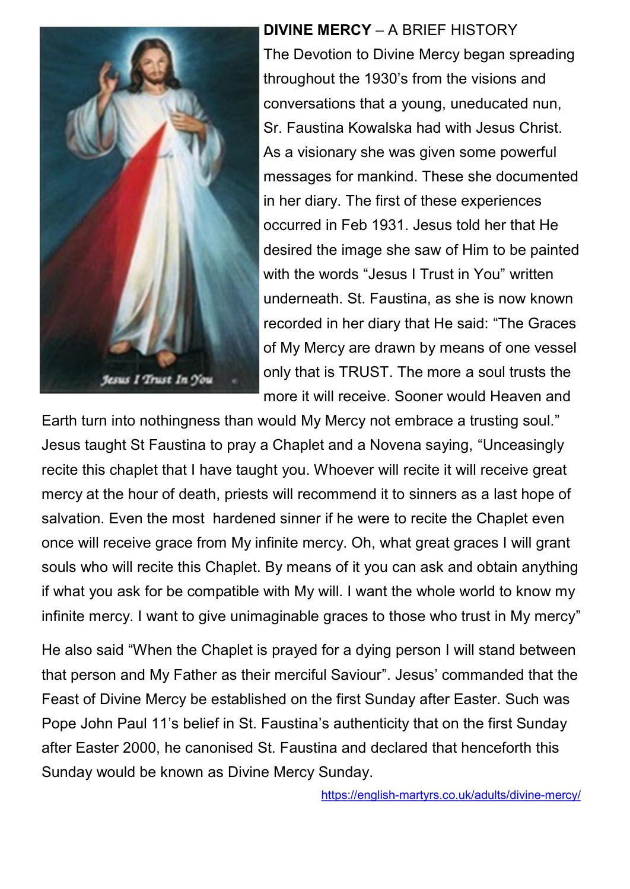**DIVINE MERCY** – A BRIEF HISTORY

The Devotion to Divine Mercy began spreading throughout the 1930's from the visions and conversations that a young, uneducated nun, Sr. Faustina Kowalska had with Jesus Christ. As a visionary she was given some powerful messages for mankind. These she documented in her diary. The first of these experiences occurred in Feb 1931. Jesus told her that He desired the image she saw of Him to be painted with the words "Jesus I Trust in You" written underneath. St. Faustina, as she is now known recorded in her diary that He said: "The Graces of My Mercy are drawn by means of one vessel only that is TRUST. The more a soul trusts the more it will receive. Sooner would Heaven and Earth turn into nothingness than would My Mercy not embrace a trusting soul." Jesus taught St Faustina to pray a Chaplet and a Novena saying, "Unceasingly recite this chaplet that I have taught you. Whoever will recite it will receive great mercy at the hour of death, priests will recommend it to sinners as a last hope of salvation. Even the most hardened sinner if he were to recite the Chaplet even once will receive grace from My infinite mercy. Oh, what great graces I will grant souls who will recite this Chaplet. By means of it you can ask and obtain anything if what you ask for be compatible with My will. I want the whole world to know my infinite mercy. I want to give unimaginable graces to those who trust in My mercy"

He also said "When the Chaplet is prayed for a dying person I will stand between that person and My Father as their merciful Saviour". Jesus' commanded that the Feast of Divine Mercy be established on the first Sunday after Easter. Such was Pope John Paul 11's belief in St. Faustina's authenticity that on the first Sunday after Easter 2000, he canonised St. Faustina and declared that henceforth this Sunday would be known as Divine Mercy Sunday.

https://english-martyrs.co.uk/adults/divine-mercy/